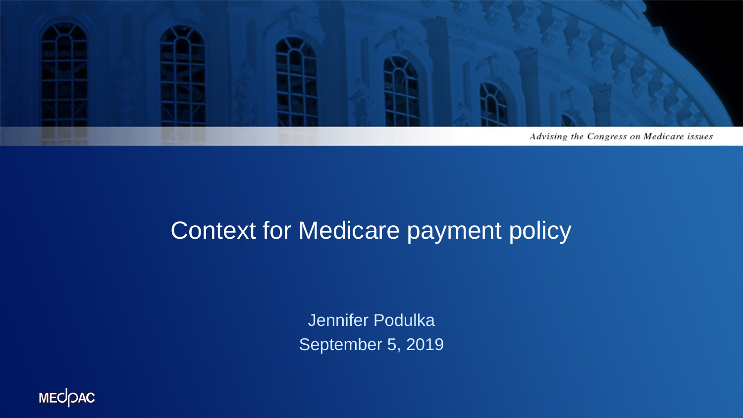*Advising the Congress on Medicare issues*

# Context for Medicare payment policy

Jennifer Podulka

September 5, 2019

MEDPAC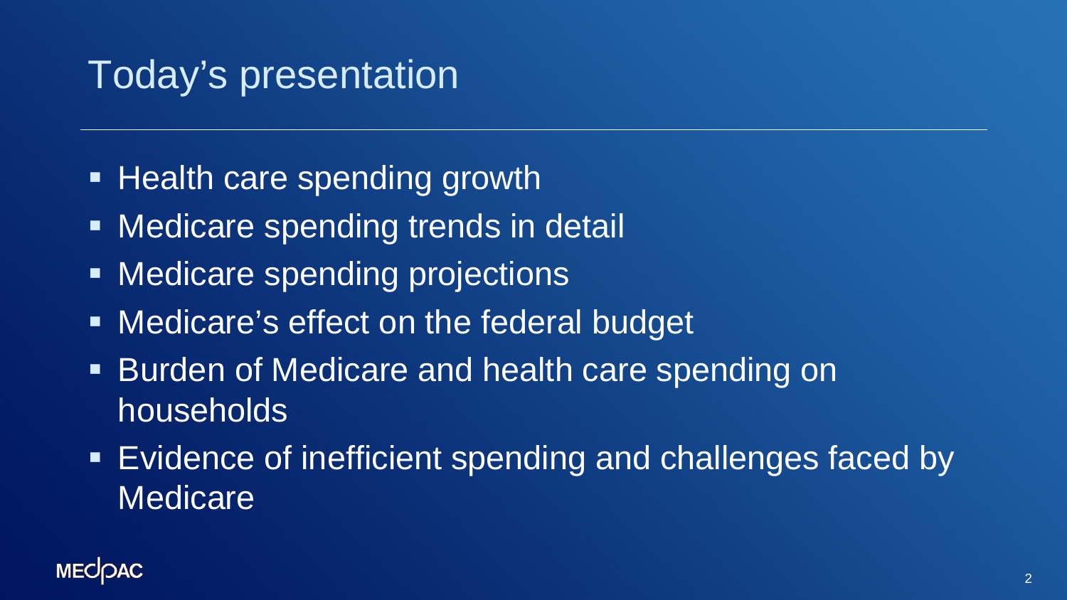# Today's presentation

- Health care spending growth
- Medicare spending trends in detail
- Medicare spending projections
- Medicare's effect on the federal budget
- Burden of Medicare and health care spending on households
- Evidence of inefficient spending and challenges faced by Medicare

MEDPAC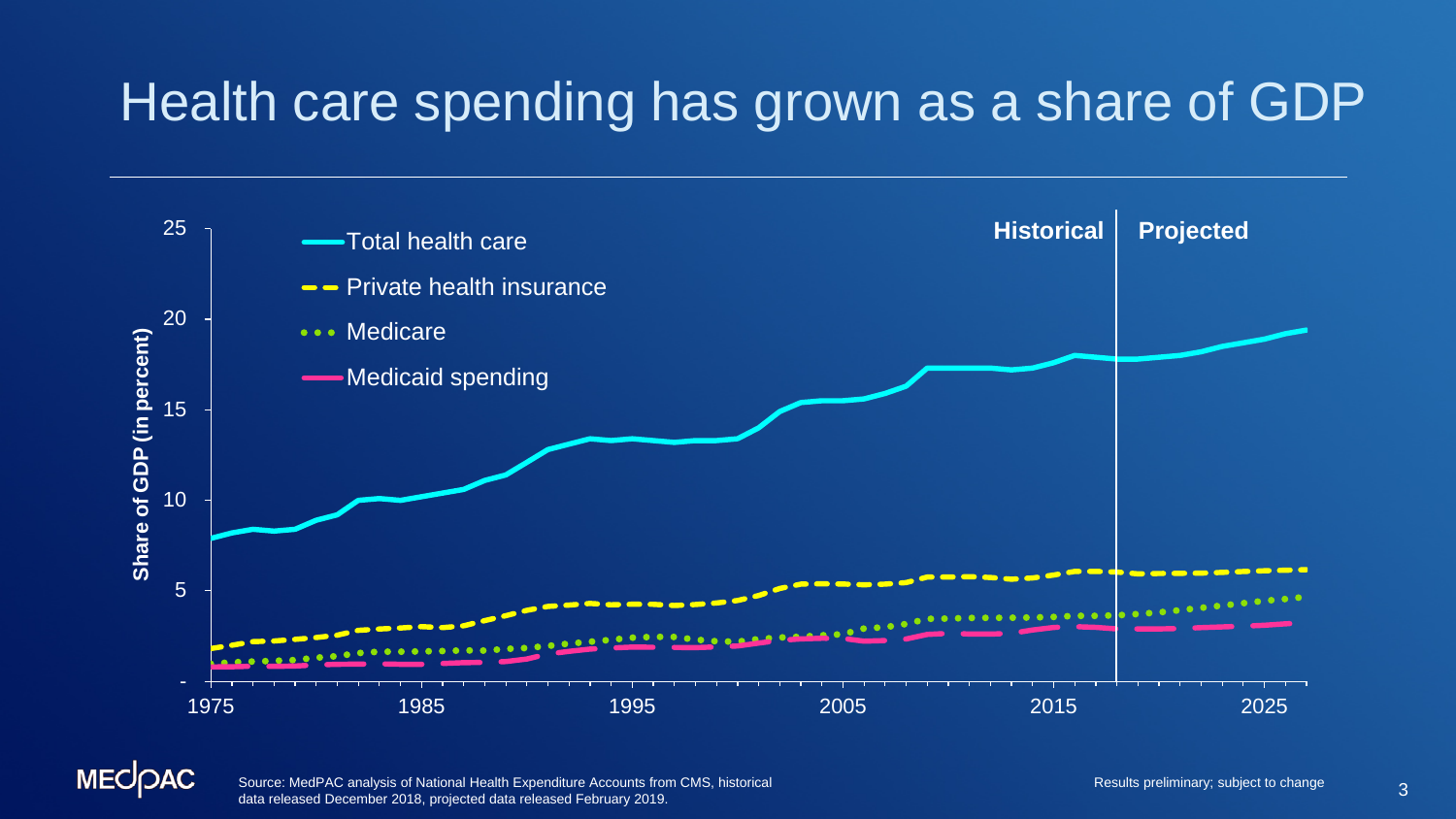# Health care spending has grown as a share of GDP

Source: MedPAC analysis of National Health Expenditure Accounts from CMS, historical data released December 2018, projected data released February 2019.

Results preliminary; subject to change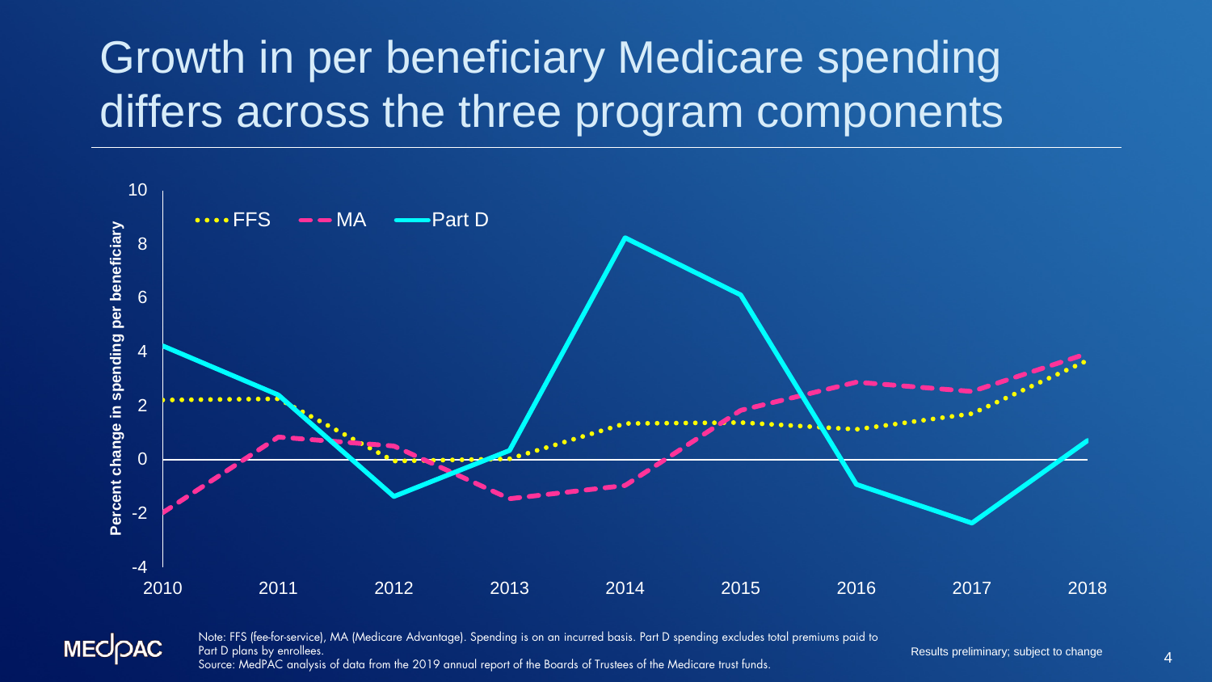# Growth in per beneficiary Medicare spending differs across the three program components

Note: FFS (fee-for-service), MA (Medicare Advantage). Spending is on an incurred basis. Part D spending excludes total premiums paid to Part D plans by enrollees.
Source: MedPAC analysis of data from the 2019 annual report of the Boards of Trustees of the Medicare trust funds.

Results preliminary; subject to change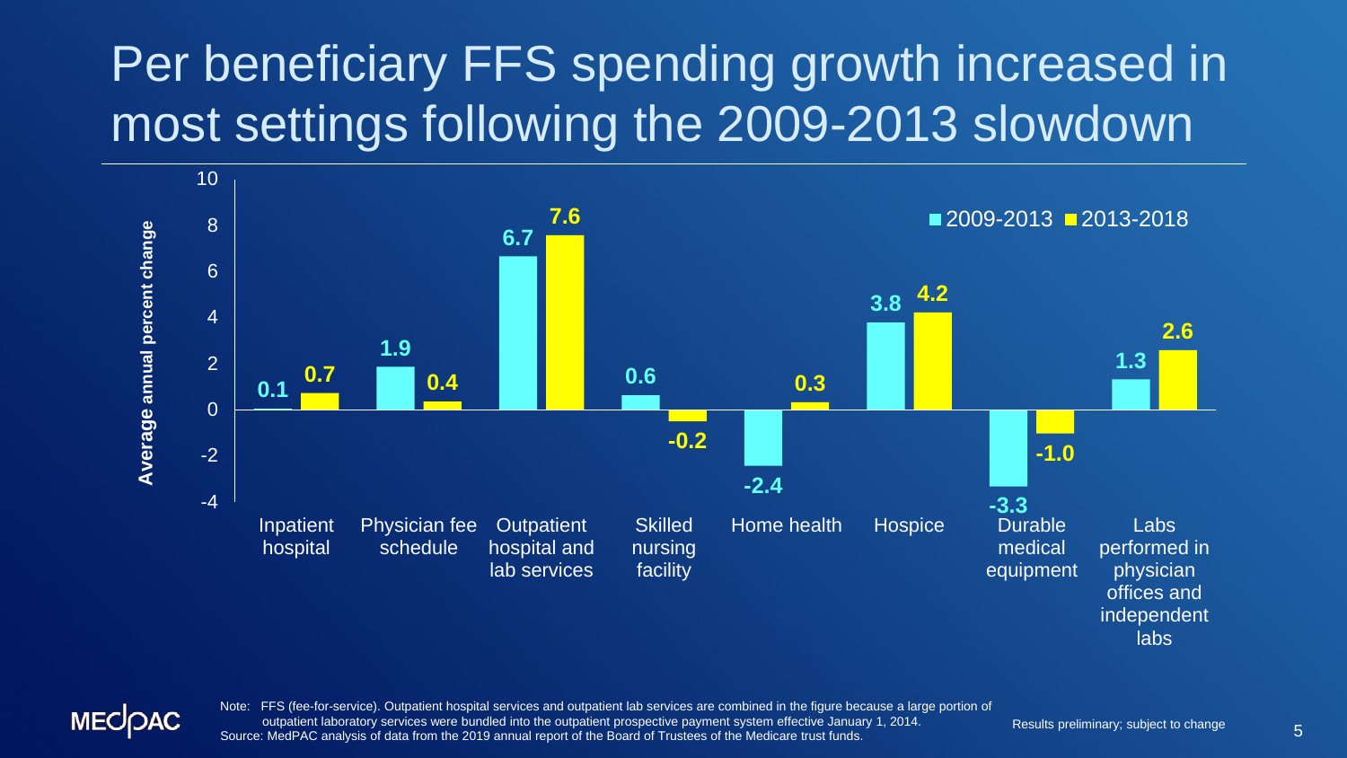# Per beneficiary FFS spending growth increased in most settings following the 2009-2013 slowdown

Average annual percent change

| Setting | 2009-2013 | 2013-2018 |
|---|---|---|
| Inpatient hospital | 0.1 | 0.7 |
| Physician fee schedule | 1.9 | 0.4 |
| Outpatient hospital and lab services | 6.7 | 7.6 |
| Skilled nursing facility | 0.6 | -0.2 |
| Home health | -2.4 | 0.3 |
| Hospice | 3.8 | 4.2 |
| Durable medical equipment | -3.3 | -1.0 |
| Labs performed in physician offices and independent labs | 1.3 | 2.6 |

Note: FFS (fee-for-service). Outpatient hospital services and outpatient lab services are combined in the figure because a large portion of outpatient laboratory services were bundled into the outpatient prospective payment system effective January 1, 2014.
Source: MedPAC analysis of data from the 2019 annual report of the Board of Trustees of the Medicare trust funds.

Results preliminary; subject to change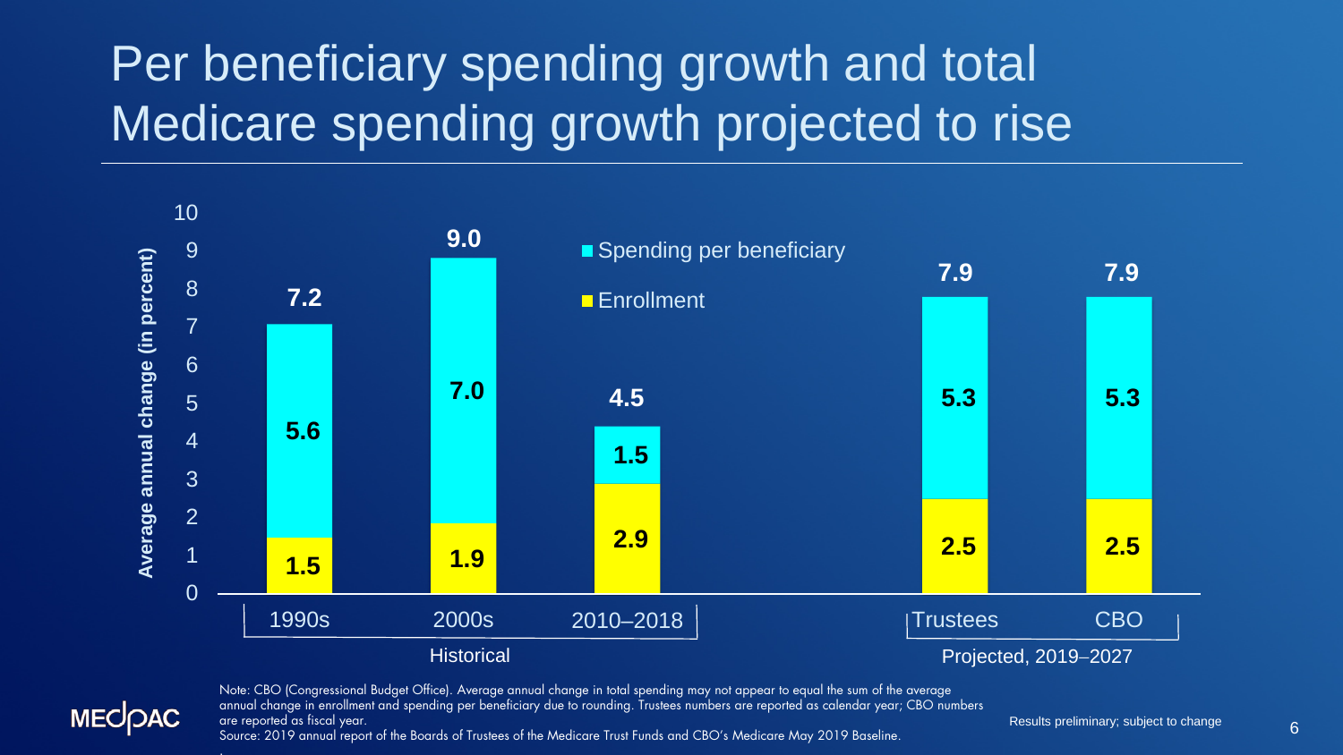# Per beneficiary spending growth and total Medicare spending growth projected to rise

Average annual change (in percent)

| | Historical: 1990s | Historical: 2000s | Historical: 2010–2018 | Projected, 2019–2027: Trustees | Projected, 2019–2027: CBO |
|---|---|---|---|---|---|
| Spending per beneficiary | 5.6 | 7.0 | 1.5 | 5.3 | 5.3 |
| Enrollment | 1.5 | 1.9 | 2.9 | 2.5 | 2.5 |
| Total | 7.2 | 9.0 | 4.5 | 7.9 | 7.9 |

Note: CBO (Congressional Budget Office). Average annual change in total spending may not appear to equal the sum of the average annual change in enrollment and spending per beneficiary due to rounding. Trustees numbers are reported as calendar year; CBO numbers are reported as fiscal year.

Source: 2019 annual report of the Boards of Trustees of the Medicare Trust Funds and CBO's Medicare May 2019 Baseline.

Results preliminary; subject to change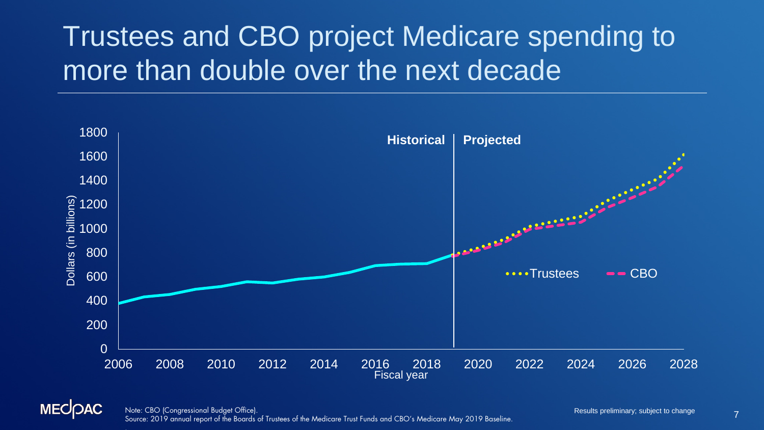# Trustees and CBO project Medicare spending to more than double over the next decade

Note: CBO (Congressional Budget Office).
Source: 2019 annual report of the Boards of Trustees of the Medicare Trust Funds and CBO's Medicare May 2019 Baseline.

Results preliminary; subject to change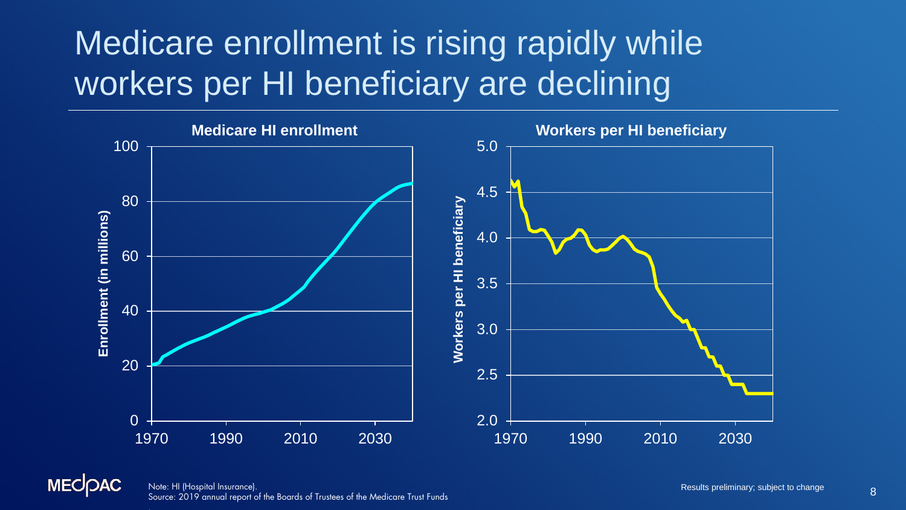# Medicare enrollment is rising rapidly while workers per HI beneficiary are declining

**Medicare HI enrollment**

**Workers per HI beneficiary**

Note: HI (Hospital Insurance).
Source: 2019 annual report of the Boards of Trustees of the Medicare Trust Funds

Results preliminary; subject to change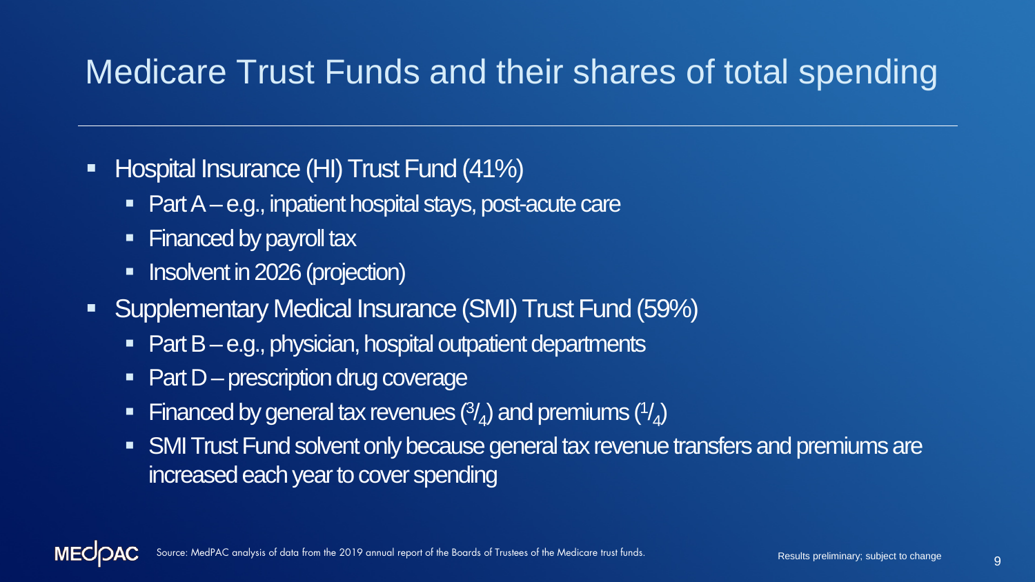# Medicare Trust Funds and their shares of total spending

- Hospital Insurance (HI) Trust Fund (41%)
  - Part A – e.g., inpatient hospital stays, post-acute care
  - Financed by payroll tax
  - Insolvent in 2026 (projection)
- Supplementary Medical Insurance (SMI) Trust Fund (59%)
  - Part B – e.g., physician, hospital outpatient departments
  - Part D – prescription drug coverage
  - Financed by general tax revenues ($^{3}/_{4}$) and premiums ($^{1}/_{4}$)
  - SMI Trust Fund solvent only because general tax revenue transfers and premiums are increased each year to cover spending

Source: MedPAC analysis of data from the 2019 annual report of the Boards of Trustees of the Medicare trust funds.

Results preliminary; subject to change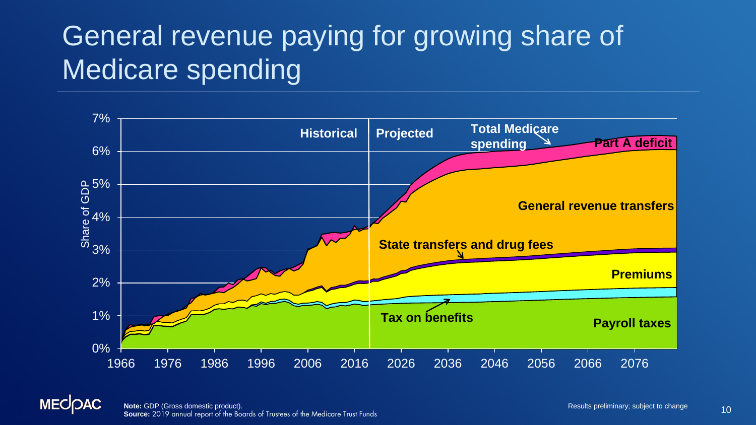# General revenue paying for growing share of Medicare spending

Share of GDP

7%, 6%, 5%, 4%, 3%, 2%, 1%, 0%

1966, 1976, 1986, 1996, 2006, 2016, 2026, 2036, 2046, 2056, 2066, 2076

**Historical** | **Projected**

**Total Medicare spending**

**Part A deficit**

**General revenue transfers**

**State transfers and drug fees**

**Premiums**

**Tax on benefits**

**Payroll taxes**

**Note:** GDP (Gross domestic product).
**Source:** 2019 annual report of the Boards of Trustees of the Medicare Trust Funds

Results preliminary; subject to change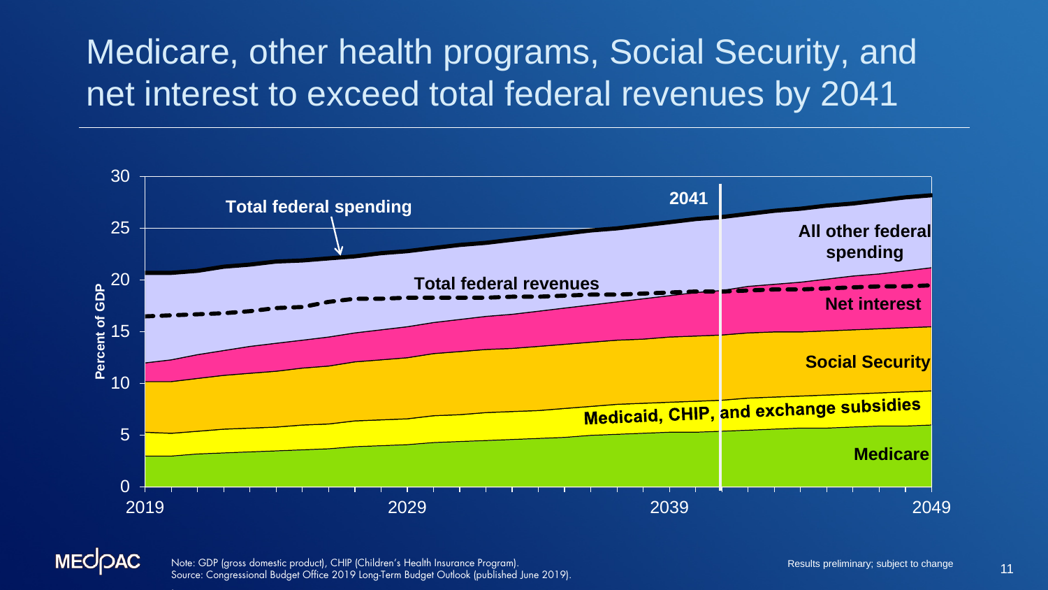# Medicare, other health programs, Social Security, and net interest to exceed total federal revenues by 2041

Percent of GDP (0–30), 2019–2049

- Total federal spending
- Total federal revenues
- 2041
- All other federal spending
- Net interest
- Social Security
- Medicaid, CHIP, and exchange subsidies
- Medicare

Note: GDP (gross domestic product), CHIP (Children's Health Insurance Program).
Source: Congressional Budget Office 2019 Long-Term Budget Outlook (published June 2019).

Results preliminary; subject to change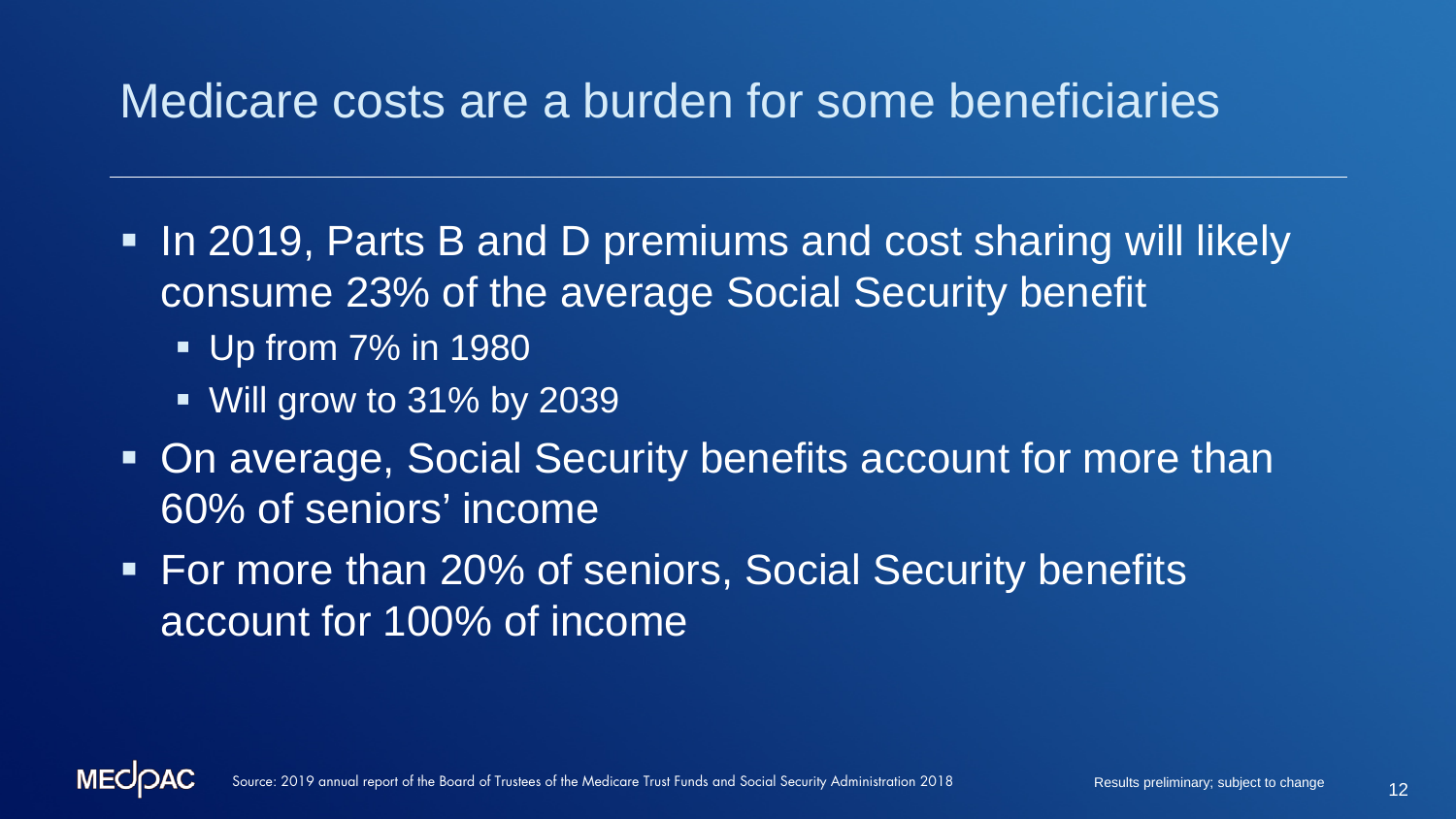# Medicare costs are a burden for some beneficiaries

- In 2019, Parts B and D premiums and cost sharing will likely consume 23% of the average Social Security benefit
  - Up from 7% in 1980
  - Will grow to 31% by 2039
- On average, Social Security benefits account for more than 60% of seniors' income
- For more than 20% of seniors, Social Security benefits account for 100% of income

Source: 2019 annual report of the Board of Trustees of the Medicare Trust Funds and Social Security Administration 2018

Results preliminary; subject to change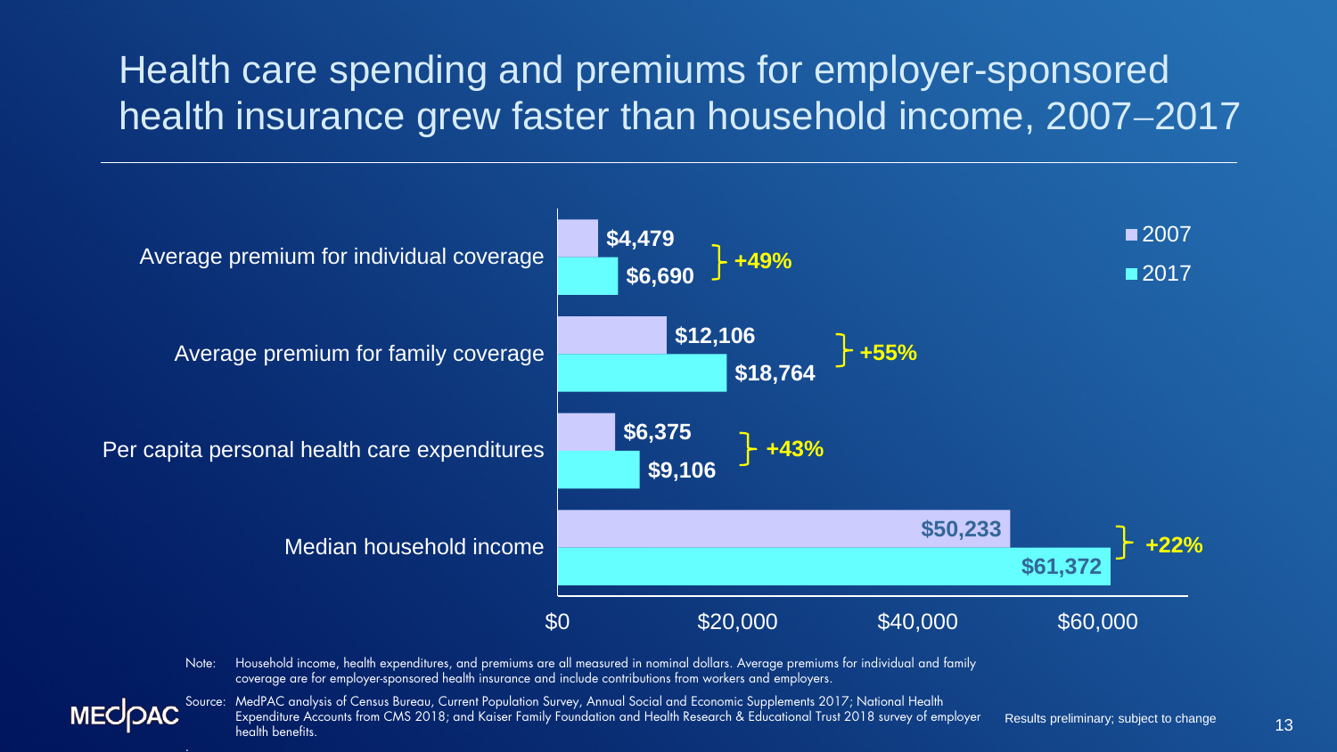# Health care spending and premiums for employer-sponsored health insurance grew faster than household income, 2007–2017

| | 2007 | 2017 | Change |
|---|---|---|---|
| Average premium for individual coverage | $4,479 | $6,690 | +49% |
| Average premium for family coverage | $12,106 | $18,764 | +55% |
| Per capita personal health care expenditures | $6,375 | $9,106 | +43% |
| Median household income | $50,233 | $61,372 | +22% |

Note: Household income, health expenditures, and premiums are all measured in nominal dollars. Average premiums for individual and family coverage are for employer-sponsored health insurance and include contributions from workers and employers.

Source: MedPAC analysis of Census Bureau, Current Population Survey, Annual Social and Economic Supplements 2017; National Health Expenditure Accounts from CMS 2018; and Kaiser Family Foundation and Health Research & Educational Trust 2018 survey of employer health benefits.

Results preliminary; subject to change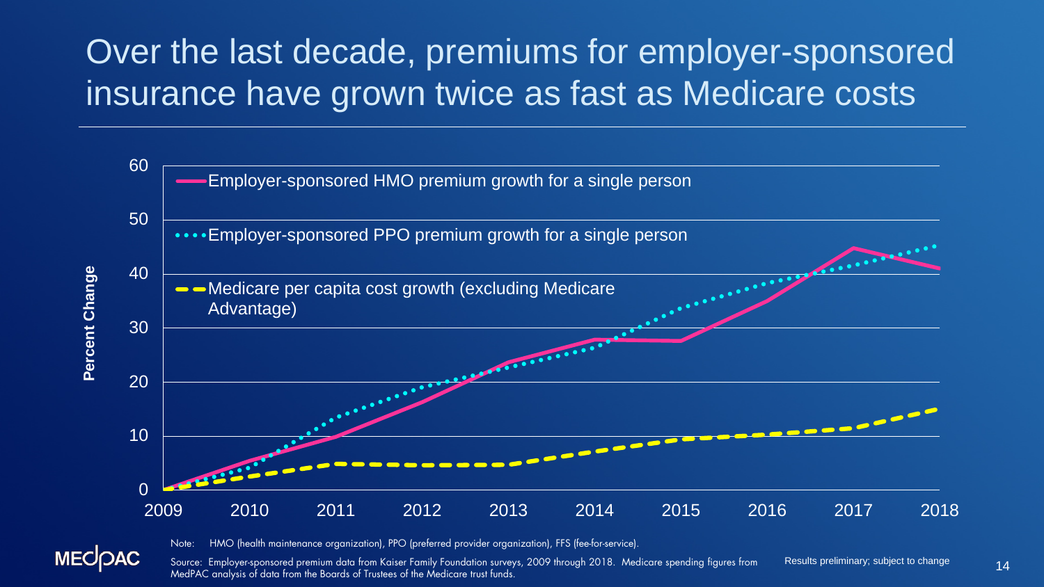# Over the last decade, premiums for employer-sponsored insurance have grown twice as fast as Medicare costs

Percent Change

60
50
40
30
20
10
0

2009 2010 2011 2012 2013 2014 2015 2016 2017 2018

- Employer-sponsored HMO premium growth for a single person
- Employer-sponsored PPO premium growth for a single person
- Medicare per capita cost growth (excluding Medicare Advantage)

Note: HMO (health maintenance organization), PPO (preferred provider organization), FFS (fee-for-service).

Source: Employer-sponsored premium data from Kaiser Family Foundation surveys, 2009 through 2018. Medicare spending figures from MedPAC analysis of data from the Boards of Trustees of the Medicare trust funds.

Results preliminary; subject to change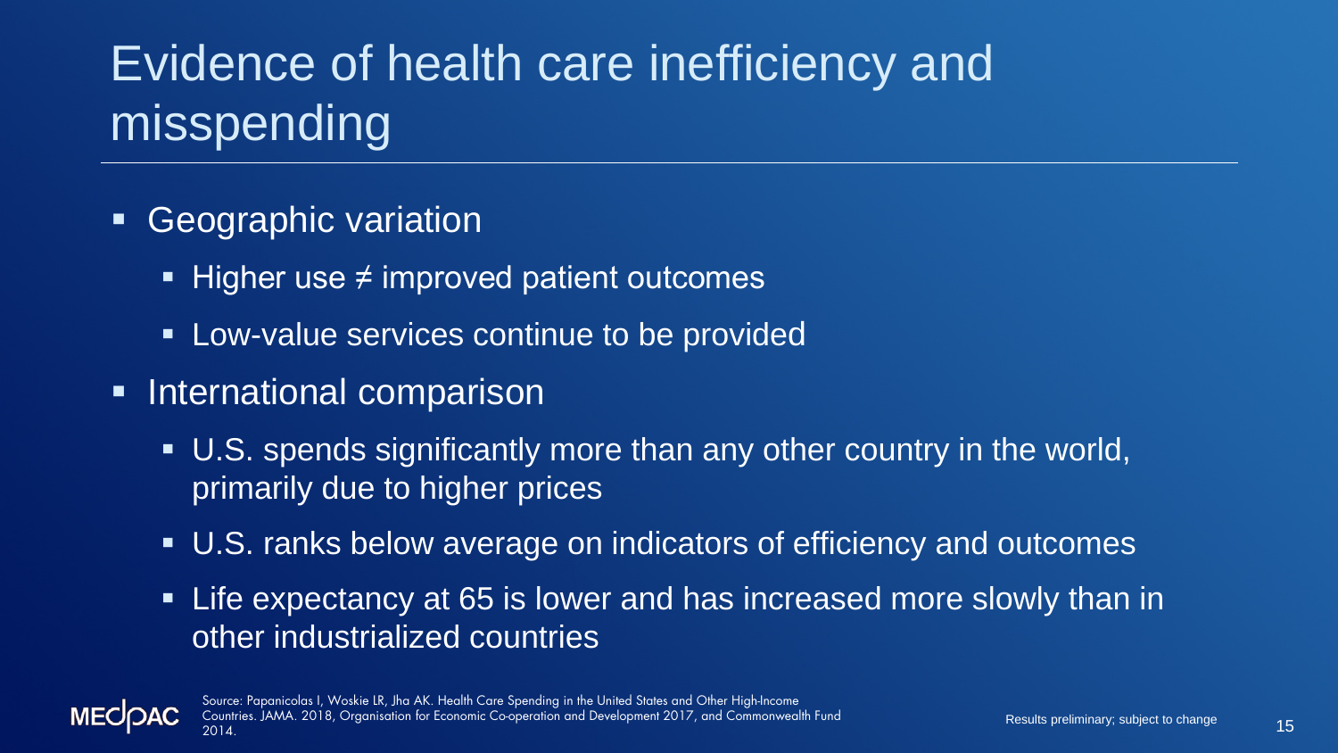# Evidence of health care inefficiency and misspending

- Geographic variation
  - Higher use ≠ improved patient outcomes
  - Low-value services continue to be provided
- International comparison
  - U.S. spends significantly more than any other country in the world, primarily due to higher prices
  - U.S. ranks below average on indicators of efficiency and outcomes
  - Life expectancy at 65 is lower and has increased more slowly than in other industrialized countries

Source: Papanicolas I, Woskie LR, Jha AK. Health Care Spending in the United States and Other High-Income Countries. JAMA. 2018, Organisation for Economic Co-operation and Development 2017, and Commonwealth Fund 2014.

Results preliminary; subject to change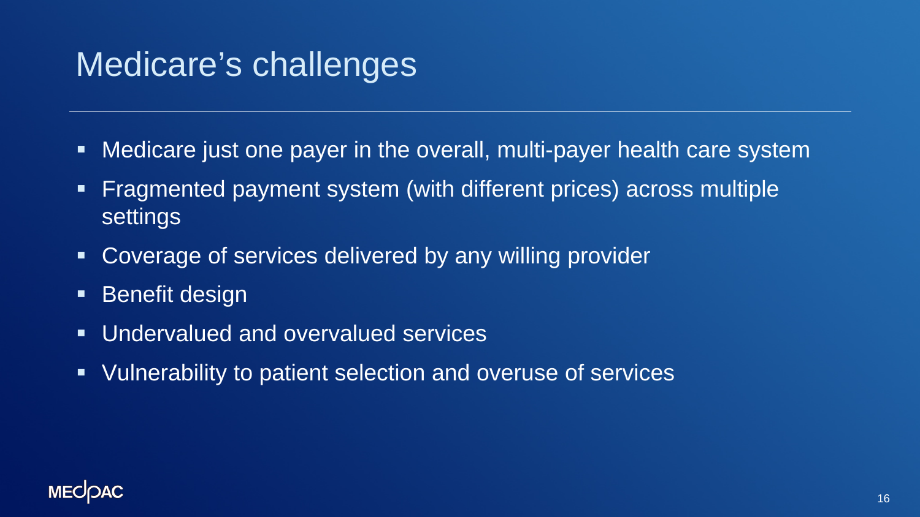# Medicare's challenges

- Medicare just one payer in the overall, multi-payer health care system
- Fragmented payment system (with different prices) across multiple settings
- Coverage of services delivered by any willing provider
- Benefit design
- Undervalued and overvalued services
- Vulnerability to patient selection and overuse of services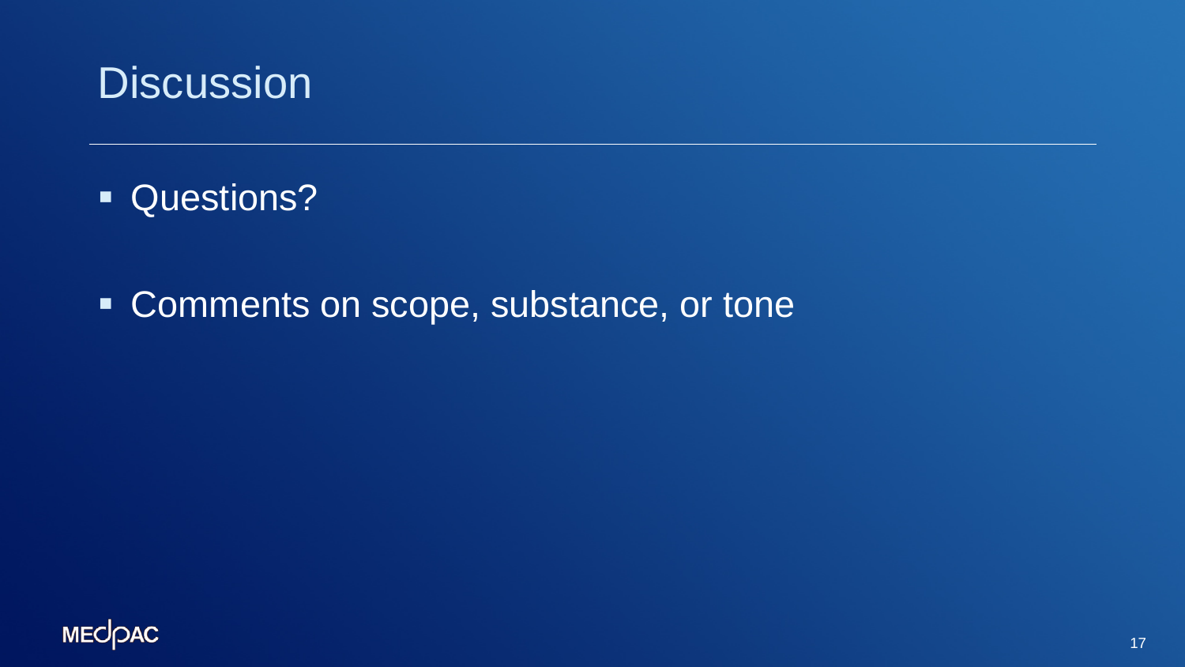# Discussion

- Questions?

- Comments on scope, substance, or tone